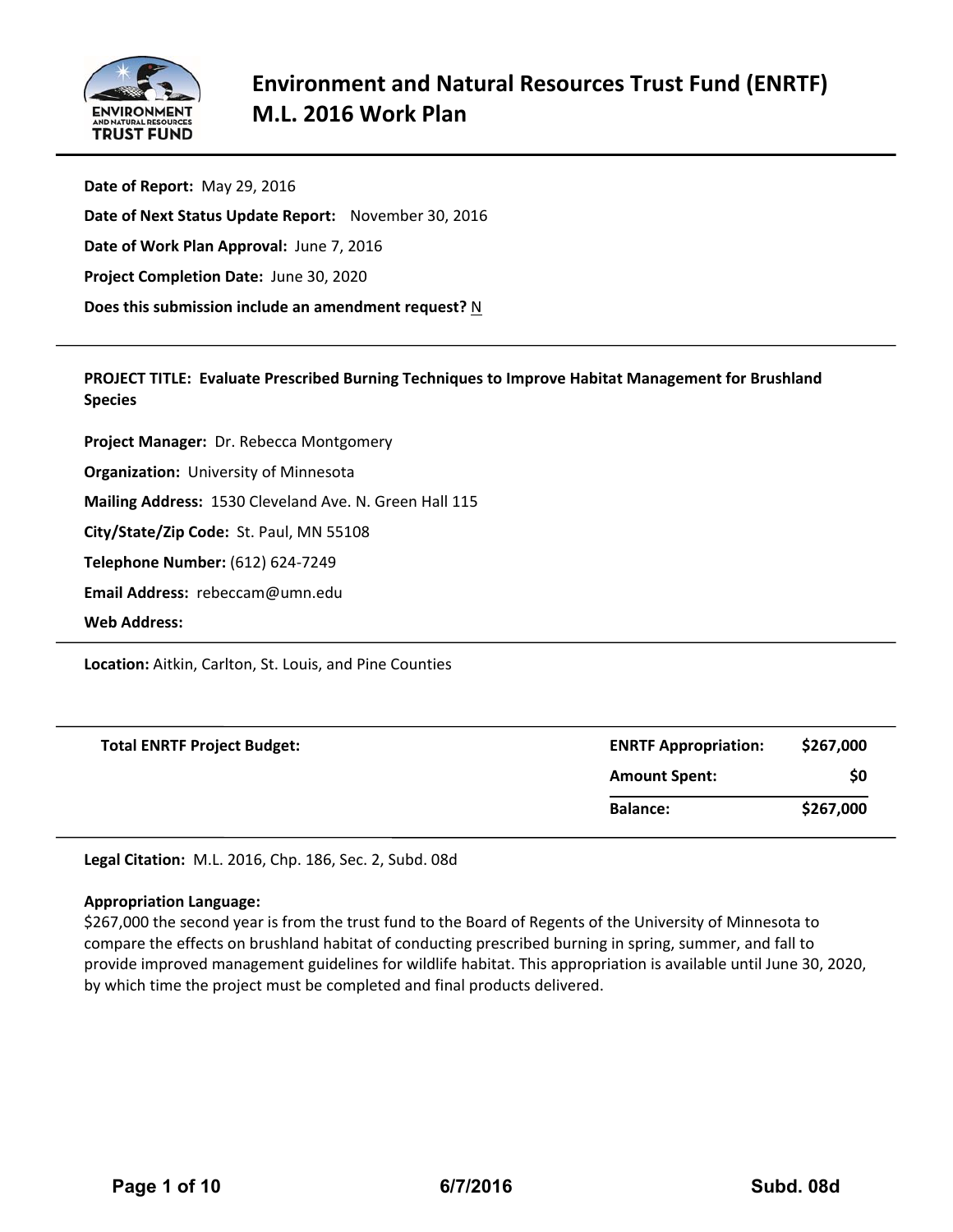# Environment and Natural Resources Trust Fund (ENRTF) M.L. 2016 Work Plan

**Date of Report:** May 29, 2016

**Date of Next Status Update Report:** November 30, 2016

**Date of Work Plan Approval:** June 7, 2016

**Project Completion Date:** June 30, 2020

**Does this submission include an amendment request?** N

---

**PROJECT TITLE: Evaluate Prescribed Burning Techniques to Improve Habitat Management for Brushland Species**

**Project Manager:** Dr. Rebecca Montgomery

**Organization:** University of Minnesota

**Mailing Address:** 1530 Cleveland Ave. N. Green Hall 115

**City/State/Zip Code:** St. Paul, MN 55108

**Telephone Number:** (612) 624-7249

**Email Address:** rebeccam@umn.edu

**Web Address:**

---

**Location:** Aitkin, Carlton, St. Louis, and Pine Counties

---

| Total ENRTF Project Budget: | ENRTF Appropriation: | $267,000 |
|---|---|---|
| | Amount Spent: | $0 |
| | Balance: | $267,000 |

---

**Legal Citation:** M.L. 2016, Chp. 186, Sec. 2, Subd. 08d

**Appropriation Language:**
$267,000 the second year is from the trust fund to the Board of Regents of the University of Minnesota to compare the effects on brushland habitat of conducting prescribed burning in spring, summer, and fall to provide improved management guidelines for wildlife habitat. This appropriation is available until June 30, 2020, by which time the project must be completed and final products delivered.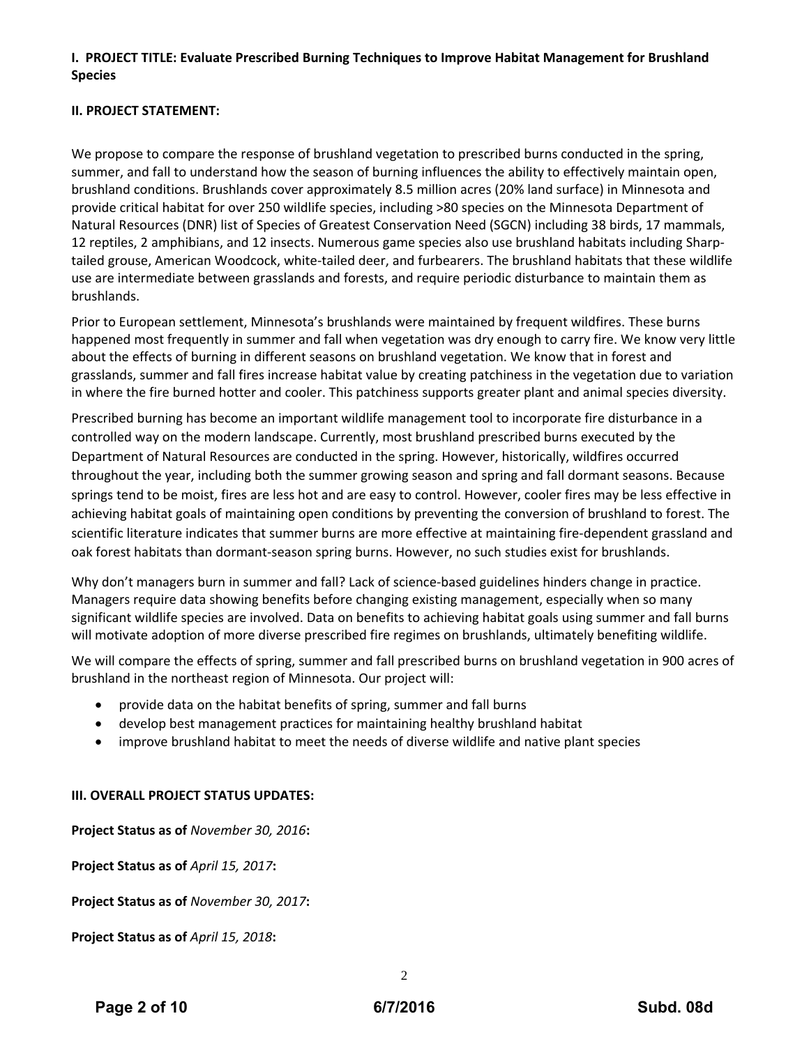**I. PROJECT TITLE: Evaluate Prescribed Burning Techniques to Improve Habitat Management for Brushland Species**

**II. PROJECT STATEMENT:**

We propose to compare the response of brushland vegetation to prescribed burns conducted in the spring, summer, and fall to understand how the season of burning influences the ability to effectively maintain open, brushland conditions. Brushlands cover approximately 8.5 million acres (20% land surface) in Minnesota and provide critical habitat for over 250 wildlife species, including >80 species on the Minnesota Department of Natural Resources (DNR) list of Species of Greatest Conservation Need (SGCN) including 38 birds, 17 mammals, 12 reptiles, 2 amphibians, and 12 insects. Numerous game species also use brushland habitats including Sharp-tailed grouse, American Woodcock, white-tailed deer, and furbearers. The brushland habitats that these wildlife use are intermediate between grasslands and forests, and require periodic disturbance to maintain them as brushlands.

Prior to European settlement, Minnesota's brushlands were maintained by frequent wildfires. These burns happened most frequently in summer and fall when vegetation was dry enough to carry fire. We know very little about the effects of burning in different seasons on brushland vegetation. We know that in forest and grasslands, summer and fall fires increase habitat value by creating patchiness in the vegetation due to variation in where the fire burned hotter and cooler. This patchiness supports greater plant and animal species diversity.

Prescribed burning has become an important wildlife management tool to incorporate fire disturbance in a controlled way on the modern landscape. Currently, most brushland prescribed burns executed by the Department of Natural Resources are conducted in the spring. However, historically, wildfires occurred throughout the year, including both the summer growing season and spring and fall dormant seasons. Because springs tend to be moist, fires are less hot and are easy to control. However, cooler fires may be less effective in achieving habitat goals of maintaining open conditions by preventing the conversion of brushland to forest. The scientific literature indicates that summer burns are more effective at maintaining fire-dependent grassland and oak forest habitats than dormant-season spring burns. However, no such studies exist for brushlands.

Why don't managers burn in summer and fall? Lack of science-based guidelines hinders change in practice. Managers require data showing benefits before changing existing management, especially when so many significant wildlife species are involved. Data on benefits to achieving habitat goals using summer and fall burns will motivate adoption of more diverse prescribed fire regimes on brushlands, ultimately benefiting wildlife.

We will compare the effects of spring, summer and fall prescribed burns on brushland vegetation in 900 acres of brushland in the northeast region of Minnesota. Our project will:

- provide data on the habitat benefits of spring, summer and fall burns
- develop best management practices for maintaining healthy brushland habitat
- improve brushland habitat to meet the needs of diverse wildlife and native plant species

**III. OVERALL PROJECT STATUS UPDATES:**

**Project Status as of** *November 30, 2016***:**

**Project Status as of** *April 15, 2017***:**

**Project Status as of** *November 30, 2017***:**

**Project Status as of** *April 15, 2018***:**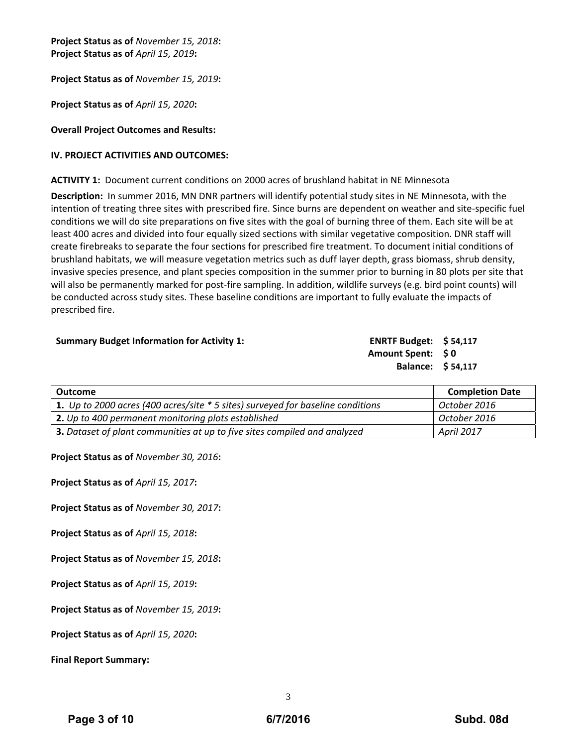**Project Status as of** *November 15, 2018***:**
**Project Status as of** *April 15, 2019***:**

**Project Status as of** *November 15, 2019***:**

**Project Status as of** *April 15, 2020***:**

**Overall Project Outcomes and Results:**

**IV. PROJECT ACTIVITIES AND OUTCOMES:**

**ACTIVITY 1:** Document current conditions on 2000 acres of brushland habitat in NE Minnesota

**Description:** In summer 2016, MN DNR partners will identify potential study sites in NE Minnesota, with the intention of treating three sites with prescribed fire. Since burns are dependent on weather and site-specific fuel conditions we will do site preparations on five sites with the goal of burning three of them. Each site will be at least 400 acres and divided into four equally sized sections with similar vegetative composition. DNR staff will create firebreaks to separate the four sections for prescribed fire treatment. To document initial conditions of brushland habitats, we will measure vegetation metrics such as duff layer depth, grass biomass, shrub density, invasive species presence, and plant species composition in the summer prior to burning in 80 plots per site that will also be permanently marked for post-fire sampling. In addition, wildlife surveys (e.g. bird point counts) will be conducted across study sites. These baseline conditions are important to fully evaluate the impacts of prescribed fire.

**Summary Budget Information for Activity 1:**

**ENRTF Budget: $ 54,117**
**Amount Spent: $ 0**
**Balance: $ 54,117**

| Outcome | Completion Date |
|---|---|
| **1.** *Up to 2000 acres (400 acres/site * 5 sites) surveyed for baseline conditions* | *October 2016* |
| **2.** *Up to 400 permanent monitoring plots established* | *October 2016* |
| **3.** *Dataset of plant communities at up to five sites compiled and analyzed* | *April 2017* |

**Project Status as of** *November 30, 2016***:**

**Project Status as of** *April 15, 2017***:**

**Project Status as of** *November 30, 2017***:**

**Project Status as of** *April 15, 2018***:**

**Project Status as of** *November 15, 2018***:**

**Project Status as of** *April 15, 2019***:**

**Project Status as of** *November 15, 2019***:**

**Project Status as of** *April 15, 2020***:**

**Final Report Summary:**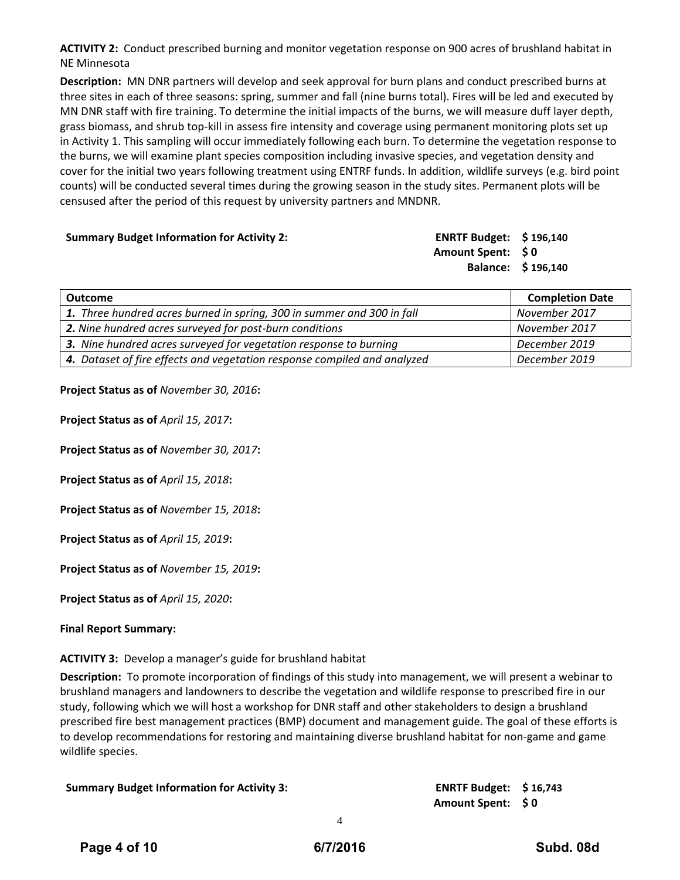**ACTIVITY 2:** Conduct prescribed burning and monitor vegetation response on 900 acres of brushland habitat in NE Minnesota

**Description:** MN DNR partners will develop and seek approval for burn plans and conduct prescribed burns at three sites in each of three seasons: spring, summer and fall (nine burns total). Fires will be led and executed by MN DNR staff with fire training. To determine the initial impacts of the burns, we will measure duff layer depth, grass biomass, and shrub top-kill in assess fire intensity and coverage using permanent monitoring plots set up in Activity 1. This sampling will occur immediately following each burn. To determine the vegetation response to the burns, we will examine plant species composition including invasive species, and vegetation density and cover for the initial two years following treatment using ENTRF funds. In addition, wildlife surveys (e.g. bird point counts) will be conducted several times during the growing season in the study sites. Permanent plots will be censused after the period of this request by university partners and MNDNR.

**Summary Budget Information for Activity 2:**

**ENRTF Budget: $ 196,140**
**Amount Spent: $ 0**
**Balance: $ 196,140**

| Outcome | Completion Date |
|---|---|
| ***1.*** *Three hundred acres burned in spring, 300 in summer and 300 in fall* | *November 2017* |
| ***2.*** *Nine hundred acres surveyed for post-burn conditions* | *November 2017* |
| ***3.*** *Nine hundred acres surveyed for vegetation response to burning* | *December 2019* |
| ***4.*** *Dataset of fire effects and vegetation response compiled and analyzed* | *December 2019* |

**Project Status as of** *November 30, 2016***:**

**Project Status as of** *April 15, 2017***:**

**Project Status as of** *November 30, 2017***:**

**Project Status as of** *April 15, 2018***:**

**Project Status as of** *November 15, 2018***:**

**Project Status as of** *April 15, 2019***:**

**Project Status as of** *November 15, 2019***:**

**Project Status as of** *April 15, 2020***:**

**Final Report Summary:**

**ACTIVITY 3:** Develop a manager's guide for brushland habitat

**Description:** To promote incorporation of findings of this study into management, we will present a webinar to brushland managers and landowners to describe the vegetation and wildlife response to prescribed fire in our study, following which we will host a workshop for DNR staff and other stakeholders to design a brushland prescribed fire best management practices (BMP) document and management guide. The goal of these efforts is to develop recommendations for restoring and maintaining diverse brushland habitat for non-game and game wildlife species.

**Summary Budget Information for Activity 3:**

**ENRTF Budget: $ 16,743**
**Amount Spent: $ 0**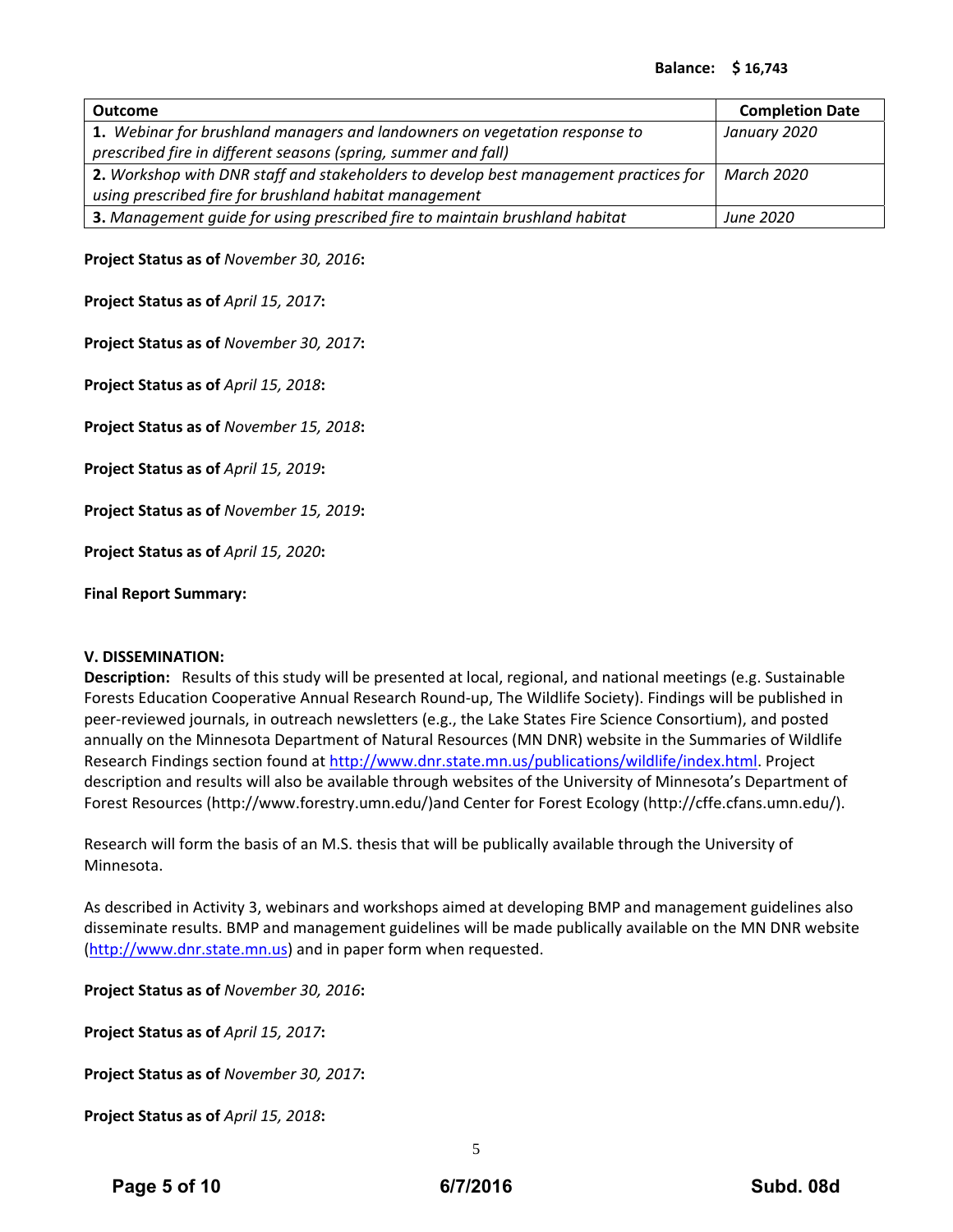**Balance: $ 16,743**

| Outcome | Completion Date |
|---|---|
| **1.** *Webinar for brushland managers and landowners on vegetation response to prescribed fire in different seasons (spring, summer and fall)* | *January 2020* |
| **2.** *Workshop with DNR staff and stakeholders to develop best management practices for using prescribed fire for brushland habitat management* | *March 2020* |
| **3.** *Management guide for using prescribed fire to maintain brushland habitat* | *June 2020* |

**Project Status as of** *November 30, 2016***:**

**Project Status as of** *April 15, 2017***:**

**Project Status as of** *November 30, 2017***:**

**Project Status as of** *April 15, 2018***:**

**Project Status as of** *November 15, 2018***:**

**Project Status as of** *April 15, 2019***:**

**Project Status as of** *November 15, 2019***:**

**Project Status as of** *April 15, 2020***:**

**Final Report Summary:**

**V. DISSEMINATION:**

**Description:** Results of this study will be presented at local, regional, and national meetings (e.g. Sustainable Forests Education Cooperative Annual Research Round-up, The Wildlife Society). Findings will be published in peer-reviewed journals, in outreach newsletters (e.g., the Lake States Fire Science Consortium), and posted annually on the Minnesota Department of Natural Resources (MN DNR) website in the Summaries of Wildlife Research Findings section found at http://www.dnr.state.mn.us/publications/wildlife/index.html. Project description and results will also be available through websites of the University of Minnesota's Department of Forest Resources (http://www.forestry.umn.edu/)and Center for Forest Ecology (http://cffe.cfans.umn.edu/).

Research will form the basis of an M.S. thesis that will be publically available through the University of Minnesota.

As described in Activity 3, webinars and workshops aimed at developing BMP and management guidelines also disseminate results. BMP and management guidelines will be made publically available on the MN DNR website (http://www.dnr.state.mn.us) and in paper form when requested.

**Project Status as of** *November 30, 2016***:**

**Project Status as of** *April 15, 2017***:**

**Project Status as of** *November 30, 2017***:**

**Project Status as of** *April 15, 2018***:**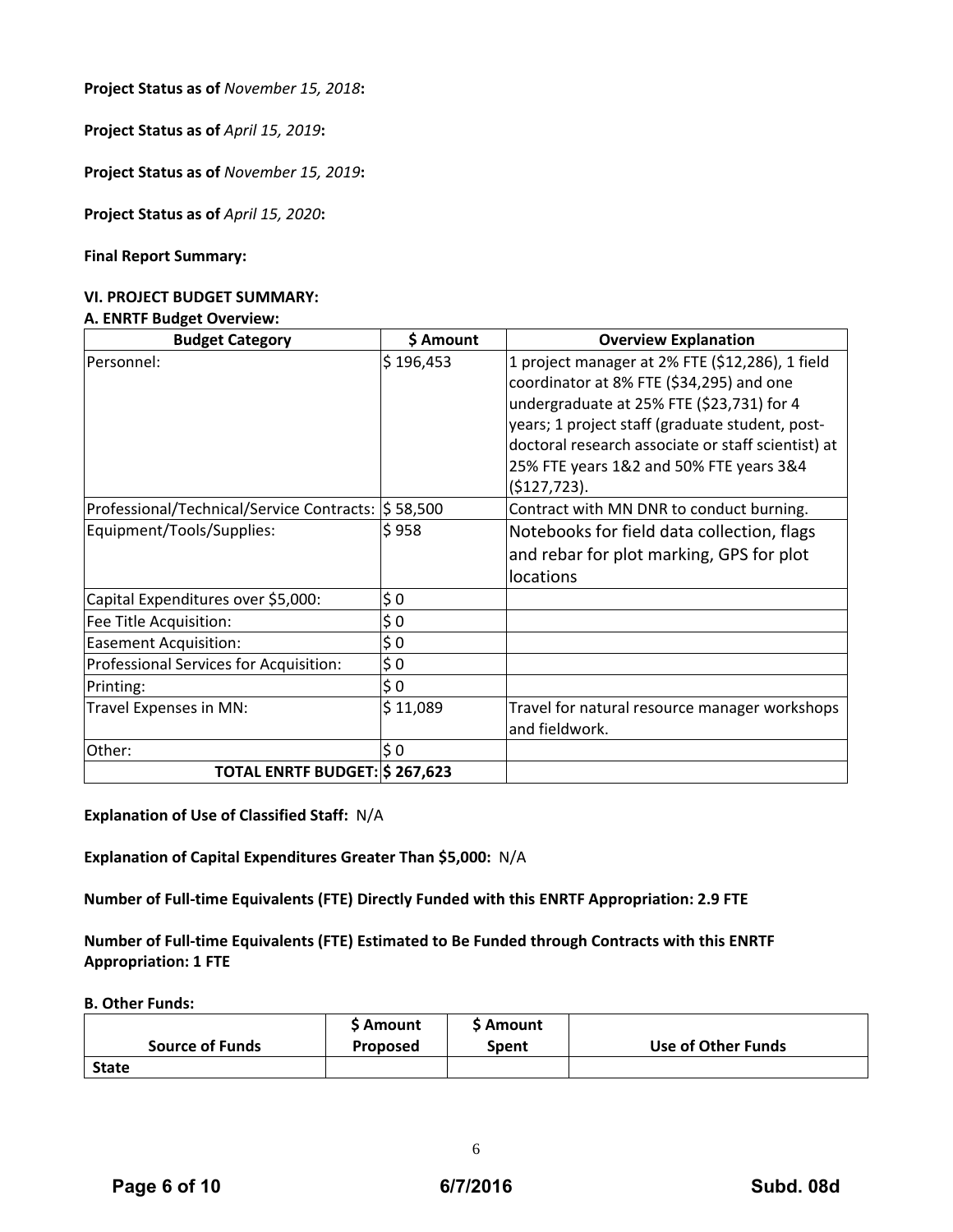**Project Status as of** *November 15, 2018***:**

**Project Status as of** *April 15, 2019***:**

**Project Status as of** *November 15, 2019***:**

**Project Status as of** *April 15, 2020***:**

**Final Report Summary:**

### VI. PROJECT BUDGET SUMMARY:

**A. ENRTF Budget Overview:**

| Budget Category | $ Amount | Overview Explanation |
|---|---|---|
| Personnel: | $ 196,453 | 1 project manager at 2% FTE ($12,286), 1 field coordinator at 8% FTE ($34,295) and one undergraduate at 25% FTE ($23,731) for 4 years; 1 project staff (graduate student, post-doctoral research associate or staff scientist) at 25% FTE years 1&2 and 50% FTE years 3&4 ($127,723). |
| Professional/Technical/Service Contracts: | $ 58,500 | Contract with MN DNR to conduct burning. |
| Equipment/Tools/Supplies: | $ 958 | Notebooks for field data collection, flags and rebar for plot marking, GPS for plot locations |
| Capital Expenditures over $5,000: | $ 0 | |
| Fee Title Acquisition: | $ 0 | |
| Easement Acquisition: | $ 0 | |
| Professional Services for Acquisition: | $ 0 | |
| Printing: | $ 0 | |
| Travel Expenses in MN: | $ 11,089 | Travel for natural resource manager workshops and fieldwork. |
| Other: | $ 0 | |
| **TOTAL ENRTF BUDGET:** | **$ 267,623** | |

**Explanation of Use of Classified Staff:** N/A

**Explanation of Capital Expenditures Greater Than $5,000:** N/A

**Number of Full-time Equivalents (FTE) Directly Funded with this ENRTF Appropriation: 2.9 FTE**

**Number of Full-time Equivalents (FTE) Estimated to Be Funded through Contracts with this ENRTF Appropriation: 1 FTE**

**B. Other Funds:**

| Source of Funds | $ Amount Proposed | $ Amount Spent | Use of Other Funds |
|---|---|---|---|
| **State** | | | |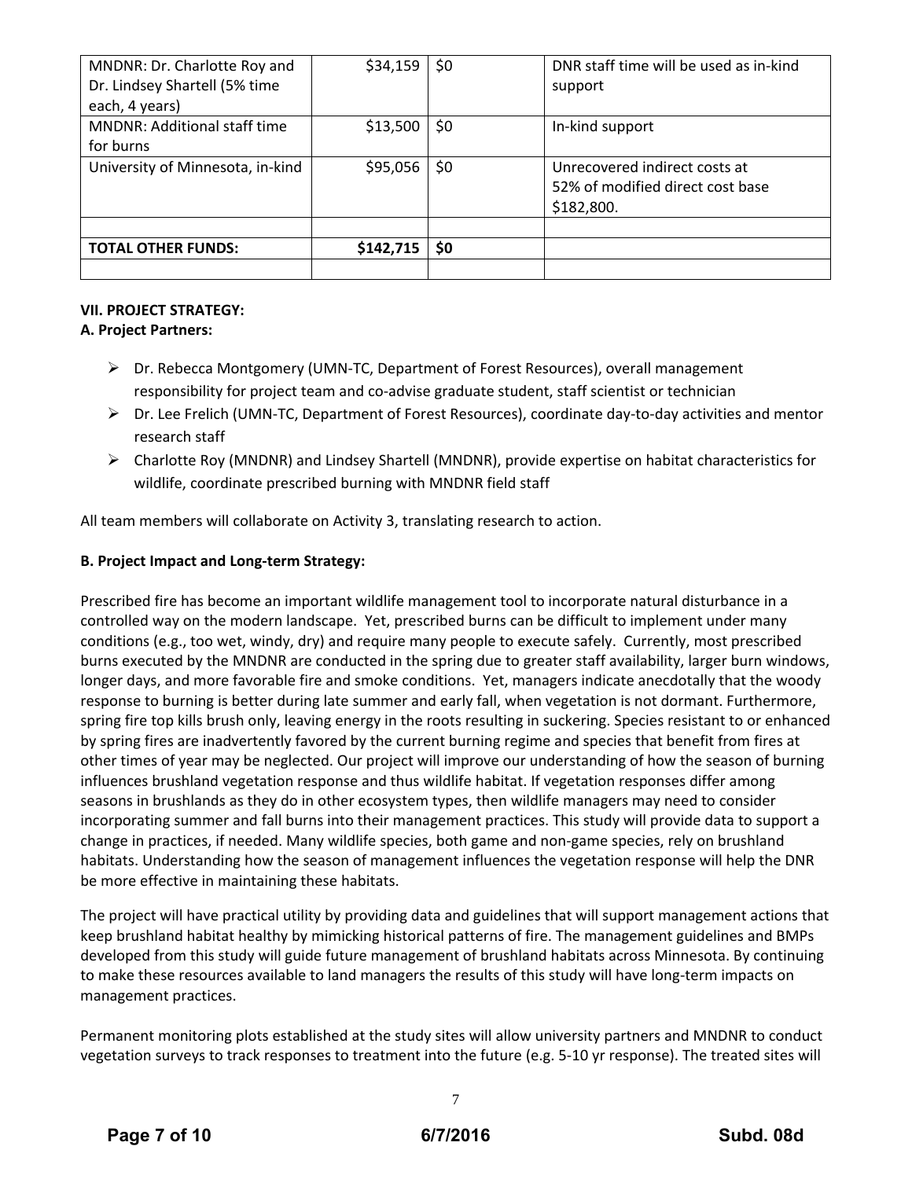| | | | |
|---|---|---|---|
| MNDNR: Dr. Charlotte Roy and Dr. Lindsey Shartell (5% time each, 4 years) | $34,159 | $0 | DNR staff time will be used as in-kind support |
| MNDNR: Additional staff time for burns | $13,500 | $0 | In-kind support |
| University of Minnesota, in-kind | $95,056 | $0 | Unrecovered indirect costs at 52% of modified direct cost base $182,800. |
| | | | |
| **TOTAL OTHER FUNDS:** | **$142,715** | **$0** | |
| | | | |

**VII. PROJECT STRATEGY:**

**A. Project Partners:**

- Dr. Rebecca Montgomery (UMN-TC, Department of Forest Resources), overall management responsibility for project team and co-advise graduate student, staff scientist or technician
- Dr. Lee Frelich (UMN-TC, Department of Forest Resources), coordinate day-to-day activities and mentor research staff
- Charlotte Roy (MNDNR) and Lindsey Shartell (MNDNR), provide expertise on habitat characteristics for wildlife, coordinate prescribed burning with MNDNR field staff

All team members will collaborate on Activity 3, translating research to action.

**B. Project Impact and Long-term Strategy:**

Prescribed fire has become an important wildlife management tool to incorporate natural disturbance in a controlled way on the modern landscape. Yet, prescribed burns can be difficult to implement under many conditions (e.g., too wet, windy, dry) and require many people to execute safely. Currently, most prescribed burns executed by the MNDNR are conducted in the spring due to greater staff availability, larger burn windows, longer days, and more favorable fire and smoke conditions. Yet, managers indicate anecdotally that the woody response to burning is better during late summer and early fall, when vegetation is not dormant. Furthermore, spring fire top kills brush only, leaving energy in the roots resulting in suckering. Species resistant to or enhanced by spring fires are inadvertently favored by the current burning regime and species that benefit from fires at other times of year may be neglected. Our project will improve our understanding of how the season of burning influences brushland vegetation response and thus wildlife habitat. If vegetation responses differ among seasons in brushlands as they do in other ecosystem types, then wildlife managers may need to consider incorporating summer and fall burns into their management practices. This study will provide data to support a change in practices, if needed. Many wildlife species, both game and non-game species, rely on brushland habitats. Understanding how the season of management influences the vegetation response will help the DNR be more effective in maintaining these habitats.

The project will have practical utility by providing data and guidelines that will support management actions that keep brushland habitat healthy by mimicking historical patterns of fire. The management guidelines and BMPs developed from this study will guide future management of brushland habitats across Minnesota. By continuing to make these resources available to land managers the results of this study will have long-term impacts on management practices.

Permanent monitoring plots established at the study sites will allow university partners and MNDNR to conduct vegetation surveys to track responses to treatment into the future (e.g. 5-10 yr response). The treated sites will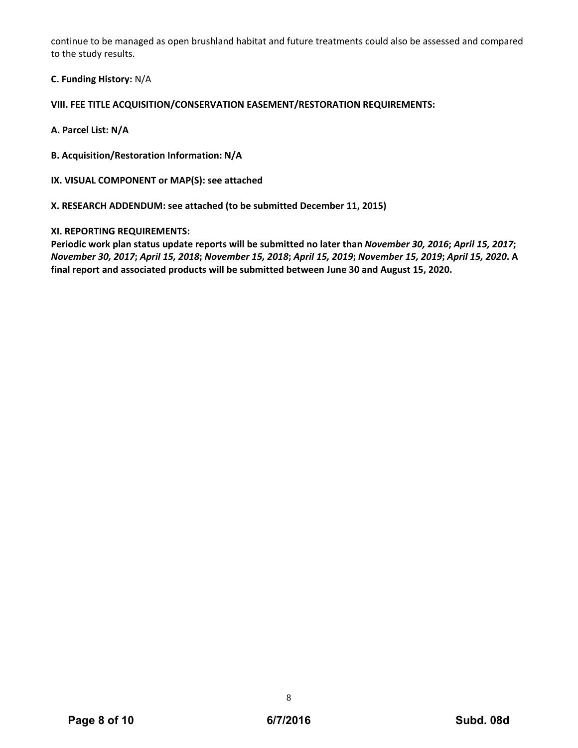continue to be managed as open brushland habitat and future treatments could also be assessed and compared to the study results.

**C. Funding History:** N/A

**VIII. FEE TITLE ACQUISITION/CONSERVATION EASEMENT/RESTORATION REQUIREMENTS:**

**A. Parcel List: N/A**

**B. Acquisition/Restoration Information: N/A**

**IX. VISUAL COMPONENT or MAP(S): see attached**

**X. RESEARCH ADDENDUM: see attached (to be submitted December 11, 2015)**

**XI. REPORTING REQUIREMENTS:**

**Periodic work plan status update reports will be submitted no later than *November 30, 2016*; *April 15, 2017*; *November 30, 2017*; *April 15, 2018*; *November 15, 2018*; *April 15, 2019*; *November 15, 2019*; *April 15, 2020*. A final report and associated products will be submitted between June 30 and August 15, 2020.**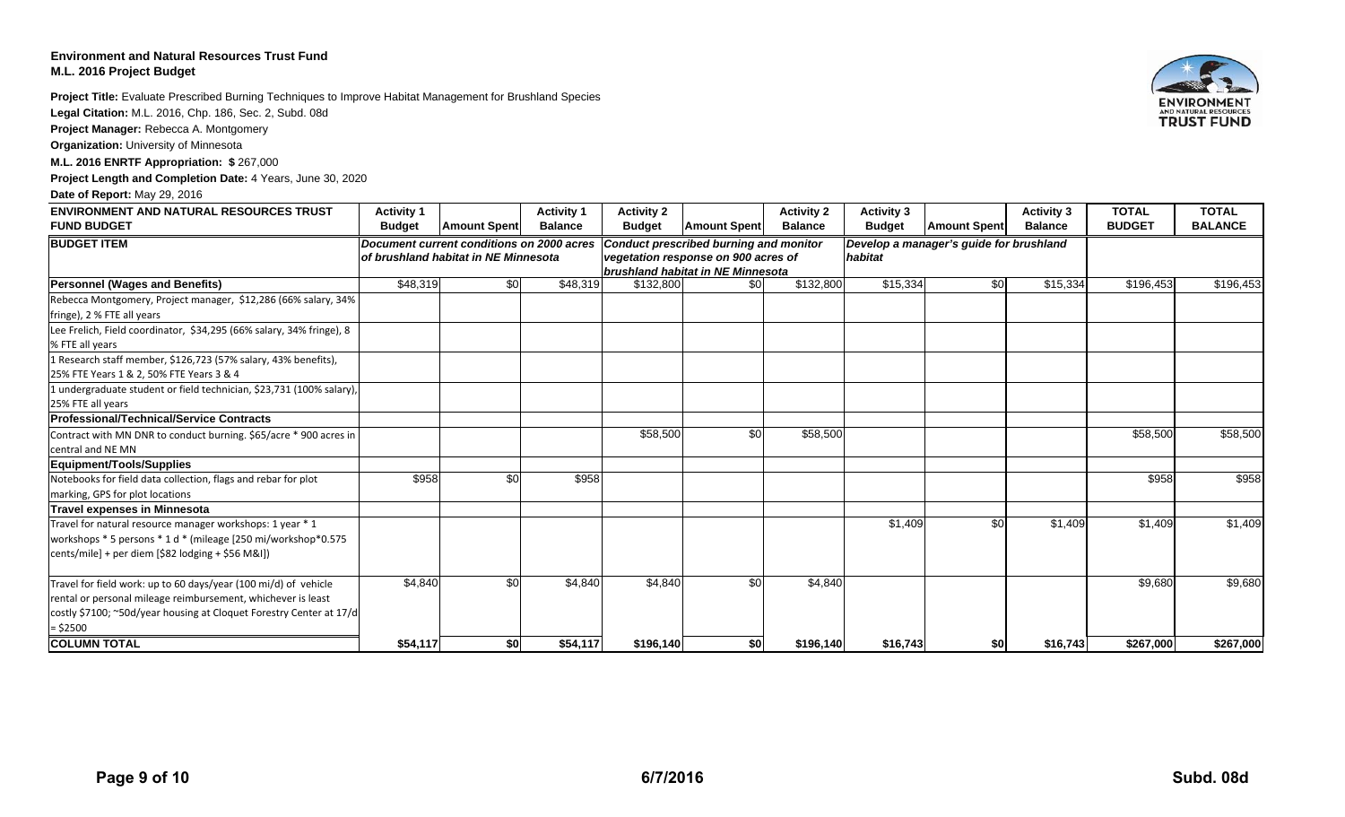**Environment and Natural Resources Trust Fund**
**M.L. 2016 Project Budget**

**Project Title:** Evaluate Prescribed Burning Techniques to Improve Habitat Management for Brushland Species

**Legal Citation:** M.L. 2016, Chp. 186, Sec. 2, Subd. 08d

**Project Manager:** Rebecca A. Montgomery

**Organization:** University of Minnesota

**M.L. 2016 ENRTF Appropriation: $** 267,000

**Project Length and Completion Date:** 4 Years, June 30, 2020

**Date of Report:** May 29, 2016

| ENVIRONMENT AND NATURAL RESOURCES TRUST FUND BUDGET | Activity 1 Budget | Amount Spent | Activity 1 Balance | Activity 2 Budget | Amount Spent | Activity 2 Balance | Activity 3 Budget | Amount Spent | Activity 3 Balance | TOTAL BUDGET | TOTAL BALANCE |
|---|---|---|---|---|---|---|---|---|---|---|---|
| **BUDGET ITEM** | *Document current conditions on 2000 acres of brushland habitat in NE Minnesota* | | | *Conduct prescribed burning and monitor vegetation response on 900 acres of brushland habitat in NE Minnesota* | | | *Develop a manager's guide for brushland habitat* | | | | |
| **Personnel (Wages and Benefits)** | $48,319 | $0 | $48,319 | $132,800 | $0 | $132,800 | $15,334 | $0 | $15,334 | $196,453 | $196,453 |
| Rebecca Montgomery, Project manager, $12,286 (66% salary, 34% fringe), 2 % FTE all years | | | | | | | | | | | |
| Lee Frelich, Field coordinator, $34,295 (66% salary, 34% fringe), 8 % FTE all years | | | | | | | | | | | |
| 1 Research staff member, $126,723 (57% salary, 43% benefits), 25% FTE Years 1 & 2, 50% FTE Years 3 & 4 | | | | | | | | | | | |
| 1 undergraduate student or field technician, $23,731 (100% salary), 25% FTE all years | | | | | | | | | | | |
| **Professional/Technical/Service Contracts** | | | | | | | | | | | |
| Contract with MN DNR to conduct burning. $65/acre * 900 acres in central and NE MN | | | | $58,500 | $0 | $58,500 | | | | $58,500 | $58,500 |
| **Equipment/Tools/Supplies** | | | | | | | | | | | |
| Notebooks for field data collection, flags and rebar for plot marking, GPS for plot locations | $958 | $0 | $958 | | | | | | | $958 | $958 |
| **Travel expenses in Minnesota** | | | | | | | | | | | |
| Travel for natural resource manager workshops: 1 year * 1 workshops * 5 persons * 1 d * (mileage [250 mi/workshop*0.575 cents/mile] + per diem [$82 lodging + $56 M&I]) | | | | | | | $1,409 | $0 | $1,409 | $1,409 | $1,409 |
| Travel for field work: up to 60 days/year (100 mi/d) of vehicle rental or personal mileage reimbursement, whichever is least costly $7100; ~50d/year housing at Cloquet Forestry Center at 17/d = $2500 | $4,840 | $0 | $4,840 | $4,840 | $0 | $4,840 | | | | $9,680 | $9,680 |
| **COLUMN TOTAL** | **$54,117** | **$0** | **$54,117** | **$196,140** | **$0** | **$196,140** | **$16,743** | **$0** | **$16,743** | **$267,000** | **$267,000** |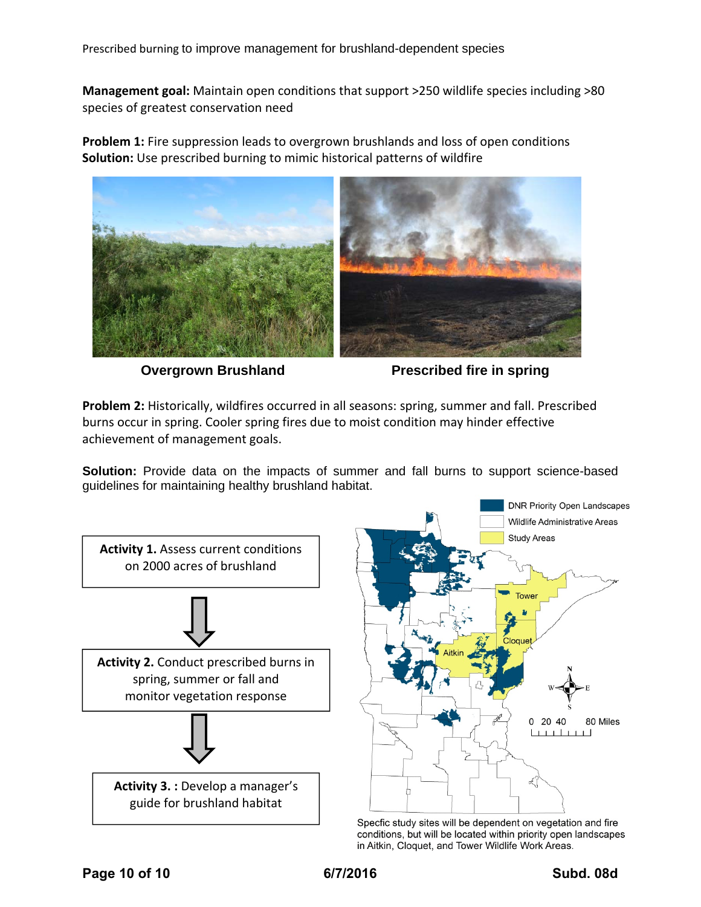Prescribed burning to improve management for brushland-dependent species

**Management goal:** Maintain open conditions that support >250 wildlife species including >80 species of greatest conservation need

**Problem 1:** Fire suppression leads to overgrown brushlands and loss of open conditions
**Solution:** Use prescribed burning to mimic historical patterns of wildfire

**Overgrown Brushland**

**Prescribed fire in spring**

**Problem 2:** Historically, wildfires occurred in all seasons: spring, summer and fall. Prescribed burns occur in spring. Cooler spring fires due to moist condition may hinder effective achievement of management goals.

**Solution:** Provide data on the impacts of summer and fall burns to support science-based guidelines for maintaining healthy brushland habitat.

**Activity 1.** Assess current conditions on 2000 acres of brushland

**Activity 2.** Conduct prescribed burns in spring, summer or fall and monitor vegetation response

**Activity 3. :** Develop a manager's guide for brushland habitat

DNR Priority Open Landscapes
Wildlife Administrative Areas
Study Areas

Tower
Cloquet
Aitkin

0 20 40 80 Miles

Specfic study sites will be dependent on vegetation and fire conditions, but will be located within priority open landscapes in Aitkin, Cloquet, and Tower Wildlife Work Areas.